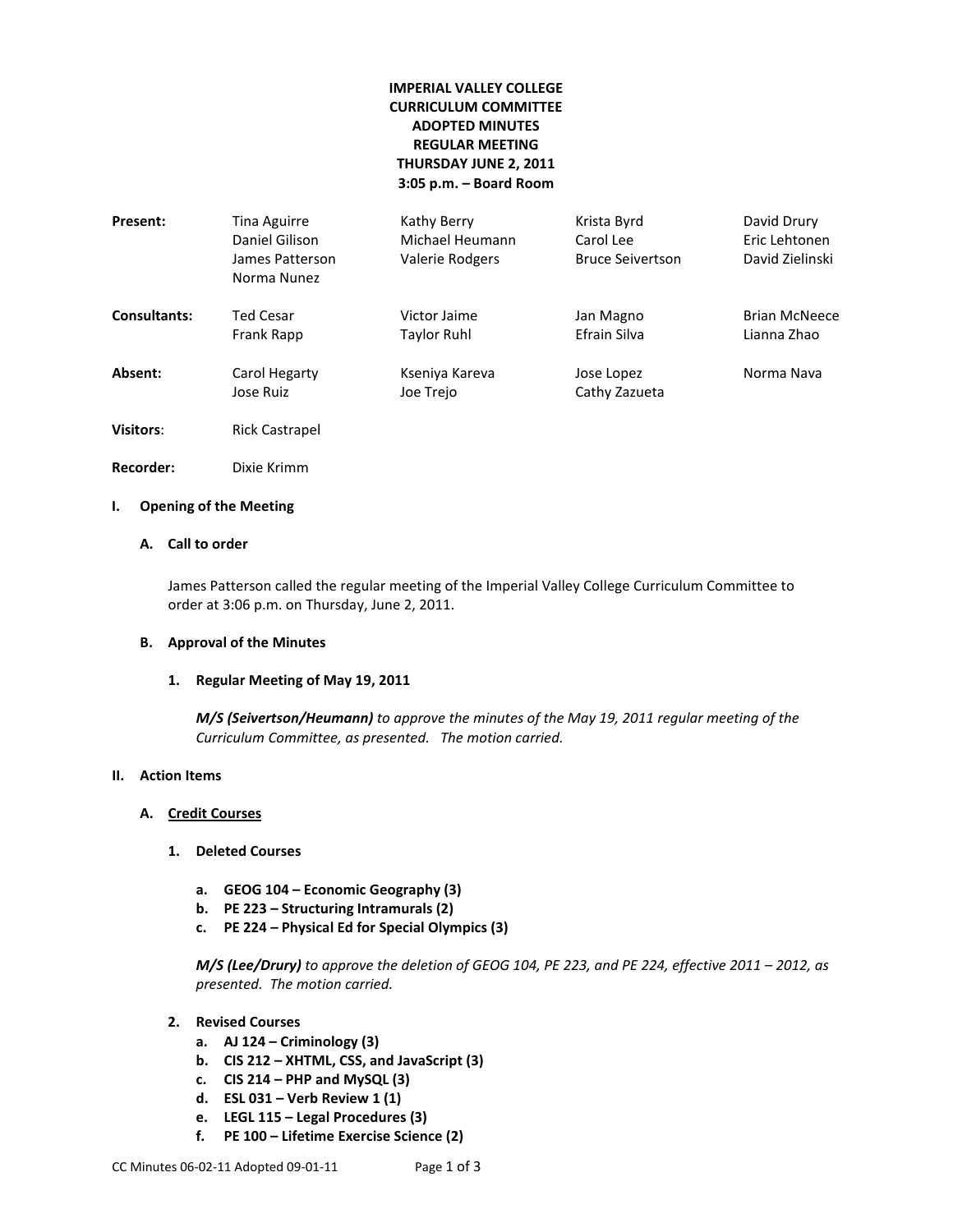# IMPERIAL VALLEY COLLEGE
# CURRICULUM COMMITTEE
# ADOPTED MINUTES
# REGULAR MEETING
# THURSDAY JUNE 2, 2011
# 3:05 p.m. – Board Room

| | | | | |
|---|---|---|---|---|
| **Present:** | Tina Aguirre | Kathy Berry | Krista Byrd | David Drury |
| | Daniel Gilison | Michael Heumann | Carol Lee | Eric Lehtonen |
| | James Patterson | Valerie Rodgers | Bruce Seivertson | David Zielinski |
| | Norma Nunez | | | |
| **Consultants:** | Ted Cesar | Victor Jaime | Jan Magno | Brian McNeece |
| | Frank Rapp | Taylor Ruhl | Efrain Silva | Lianna Zhao |
| **Absent:** | Carol Hegarty | Kseniya Kareva | Jose Lopez | Norma Nava |
| | Jose Ruiz | Joe Trejo | Cathy Zazueta | |
| **Visitors**: | Rick Castrapel | | | |
| **Recorder:** | Dixie Krimm | | | |

## I. Opening of the Meeting

### A. Call to order

James Patterson called the regular meeting of the Imperial Valley College Curriculum Committee to order at 3:06 p.m. on Thursday, June 2, 2011.

### B. Approval of the Minutes

#### 1. Regular Meeting of May 19, 2011

***M/S (Seivertson/Heumann)*** *to approve the minutes of the May 19, 2011 regular meeting of the Curriculum Committee, as presented. The motion carried.*

## II. Action Items

### A. Credit Courses

#### 1. Deleted Courses

- **a. GEOG 104 – Economic Geography (3)**
- **b. PE 223 – Structuring Intramurals (2)**
- **c. PE 224 – Physical Ed for Special Olympics (3)**

***M/S (Lee/Drury)*** *to approve the deletion of GEOG 104, PE 223, and PE 224, effective 2011 – 2012, as presented. The motion carried.*

#### 2. Revised Courses

- **a. AJ 124 – Criminology (3)**
- **b. CIS 212 – XHTML, CSS, and JavaScript (3)**
- **c. CIS 214 – PHP and MySQL (3)**
- **d. ESL 031 – Verb Review 1 (1)**
- **e. LEGL 115 – Legal Procedures (3)**
- **f. PE 100 – Lifetime Exercise Science (2)**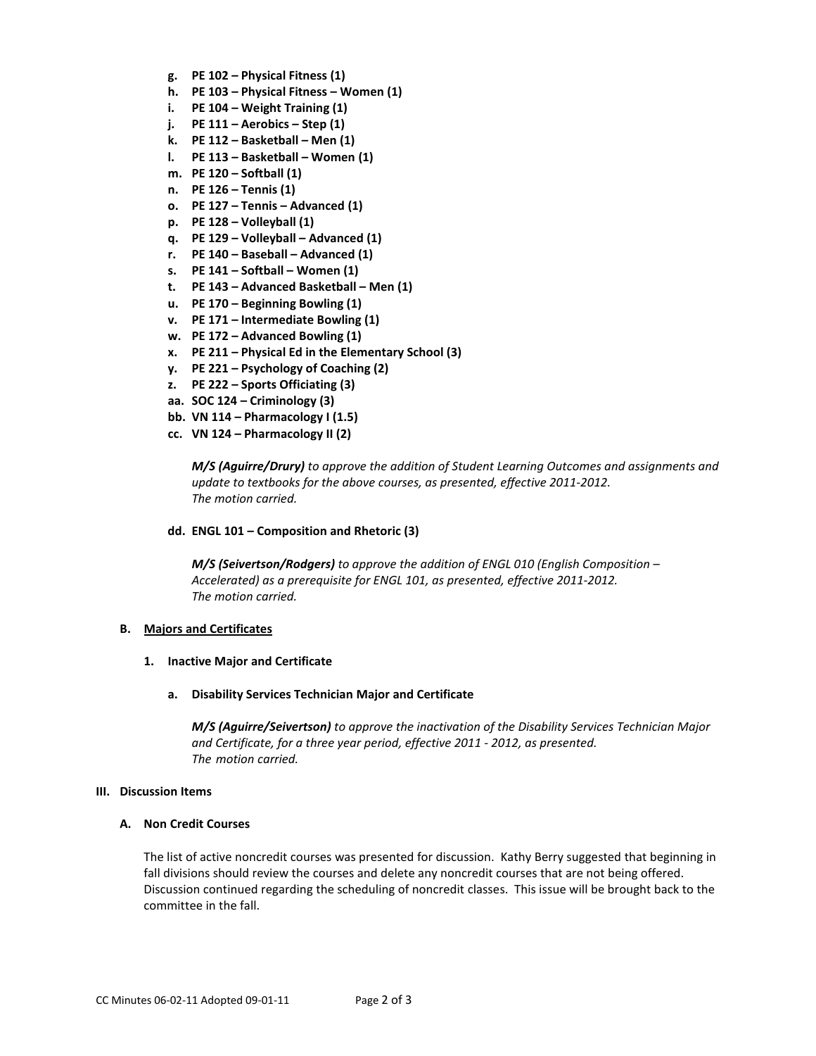- **g. PE 102 – Physical Fitness (1)**
- **h. PE 103 – Physical Fitness – Women (1)**
- **i. PE 104 – Weight Training (1)**
- **j. PE 111 – Aerobics – Step (1)**
- **k. PE 112 – Basketball – Men (1)**
- **l. PE 113 – Basketball – Women (1)**
- **m. PE 120 – Softball (1)**
- **n. PE 126 – Tennis (1)**
- **o. PE 127 – Tennis – Advanced (1)**
- **p. PE 128 – Volleyball (1)**
- **q. PE 129 – Volleyball – Advanced (1)**
- **r. PE 140 – Baseball – Advanced (1)**
- **s. PE 141 – Softball – Women (1)**
- **t. PE 143 – Advanced Basketball – Men (1)**
- **u. PE 170 – Beginning Bowling (1)**
- **v. PE 171 – Intermediate Bowling (1)**
- **w. PE 172 – Advanced Bowling (1)**
- **x. PE 211 – Physical Ed in the Elementary School (3)**
- **y. PE 221 – Psychology of Coaching (2)**
- **z. PE 222 – Sports Officiating (3)**
- **aa. SOC 124 – Criminology (3)**
- **bb. VN 114 – Pharmacology I (1.5)**
- **cc. VN 124 – Pharmacology II (2)**

***M/S (Aguirre/Drury)*** *to approve the addition of Student Learning Outcomes and assignments and update to textbooks for the above courses, as presented, effective 2011-2012.*
*The motion carried.*

- **dd. ENGL 101 – Composition and Rhetoric (3)**

***M/S (Seivertson/Rodgers)*** *to approve the addition of ENGL 010 (English Composition – Accelerated) as a prerequisite for ENGL 101, as presented, effective 2011-2012.*
*The motion carried.*

### B. Majors and Certificates

#### 1. Inactive Major and Certificate

**a. Disability Services Technician Major and Certificate**

***M/S (Aguirre/Seivertson)*** *to approve the inactivation of the Disability Services Technician Major and Certificate, for a three year period, effective 2011 - 2012, as presented.*
*The motion carried.*

## III. Discussion Items

### A. Non Credit Courses

The list of active noncredit courses was presented for discussion. Kathy Berry suggested that beginning in fall divisions should review the courses and delete any noncredit courses that are not being offered. Discussion continued regarding the scheduling of noncredit classes. This issue will be brought back to the committee in the fall.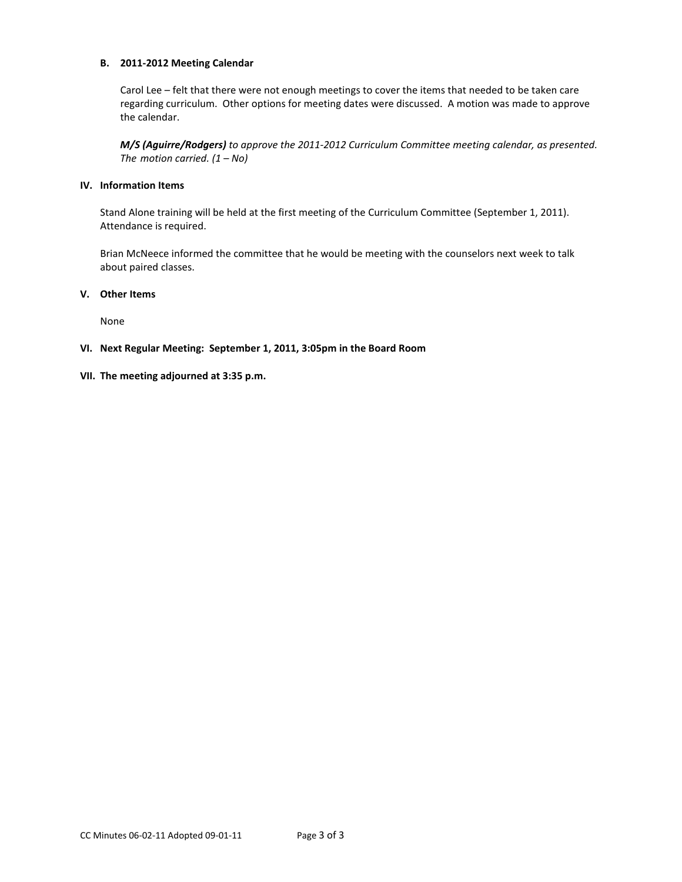### B. 2011-2012 Meeting Calendar

Carol Lee – felt that there were not enough meetings to cover the items that needed to be taken care regarding curriculum. Other options for meeting dates were discussed. A motion was made to approve the calendar.

***M/S (Aguirre/Rodgers)*** *to approve the 2011-2012 Curriculum Committee meeting calendar, as presented. The motion carried. (1 – No)*

## IV. Information Items

Stand Alone training will be held at the first meeting of the Curriculum Committee (September 1, 2011). Attendance is required.

Brian McNeece informed the committee that he would be meeting with the counselors next week to talk about paired classes.

## V. Other Items

None

## VI. Next Regular Meeting: September 1, 2011, 3:05pm in the Board Room

## VII. The meeting adjourned at 3:35 p.m.